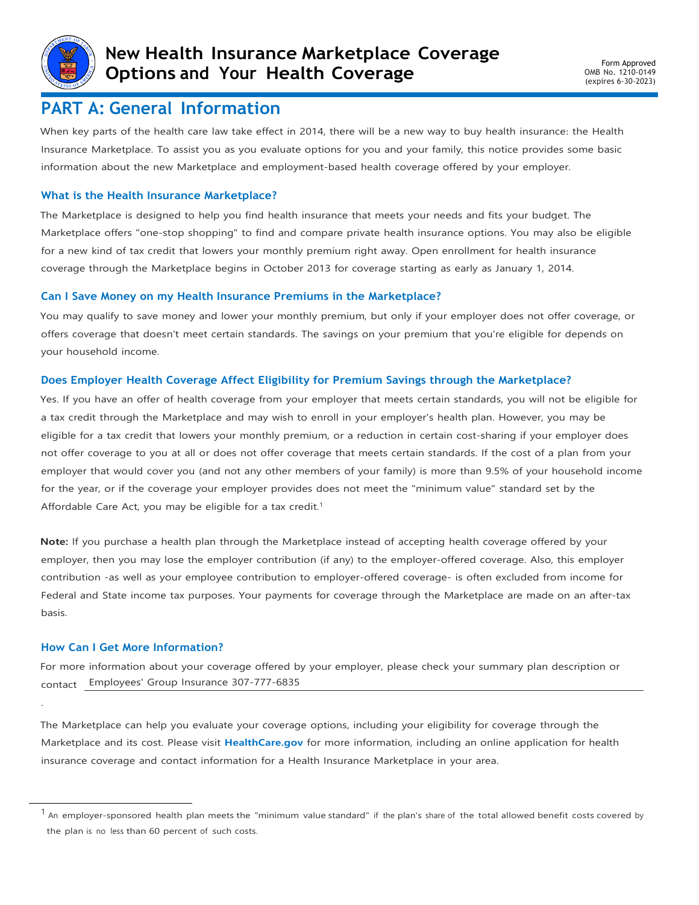# New Health Insurance Marketplace Coverage Options and Your Health Coverage

Form Approved
OMB No. 1210-0149
(expires 6-30-2023)

## PART A: General Information

When key parts of the health care law take effect in 2014, there will be a new way to buy health insurance: the Health Insurance Marketplace. To assist you as you evaluate options for you and your family, this notice provides some basic information about the new Marketplace and employment-based health coverage offered by your employer.

### What is the Health Insurance Marketplace?

The Marketplace is designed to help you find health insurance that meets your needs and fits your budget. The Marketplace offers "one-stop shopping" to find and compare private health insurance options. You may also be eligible for a new kind of tax credit that lowers your monthly premium right away. Open enrollment for health insurance coverage through the Marketplace begins in October 2013 for coverage starting as early as January 1, 2014.

### Can I Save Money on my Health Insurance Premiums in the Marketplace?

You may qualify to save money and lower your monthly premium, but only if your employer does not offer coverage, or offers coverage that doesn't meet certain standards. The savings on your premium that you're eligible for depends on your household income.

### Does Employer Health Coverage Affect Eligibility for Premium Savings through the Marketplace?

Yes. If you have an offer of health coverage from your employer that meets certain standards, you will not be eligible for a tax credit through the Marketplace and may wish to enroll in your employer's health plan. However, you may be eligible for a tax credit that lowers your monthly premium, or a reduction in certain cost-sharing if your employer does not offer coverage to you at all or does not offer coverage that meets certain standards. If the cost of a plan from your employer that would cover you (and not any other members of your family) is more than 9.5% of your household income for the year, or if the coverage your employer provides does not meet the "minimum value" standard set by the Affordable Care Act, you may be eligible for a tax credit.[1]

**Note:** If you purchase a health plan through the Marketplace instead of accepting health coverage offered by your employer, then you may lose the employer contribution (if any) to the employer-offered coverage. Also, this employer contribution -as well as your employee contribution to employer-offered coverage- is often excluded from income for Federal and State income tax purposes. Your payments for coverage through the Marketplace are made on an after-tax basis.

### How Can I Get More Information?

For more information about your coverage offered by your employer, please check your summary plan description or contact Employees' Group Insurance 307-777-6835
.

The Marketplace can help you evaluate your coverage options, including your eligibility for coverage through the Marketplace and its cost. Please visit **HealthCare.gov** for more information, including an online application for health insurance coverage and contact information for a Health Insurance Marketplace in your area.

---

[1] An employer-sponsored health plan meets the "minimum value standard" if the plan's share of the total allowed benefit costs covered by the plan is no less than 60 percent of such costs.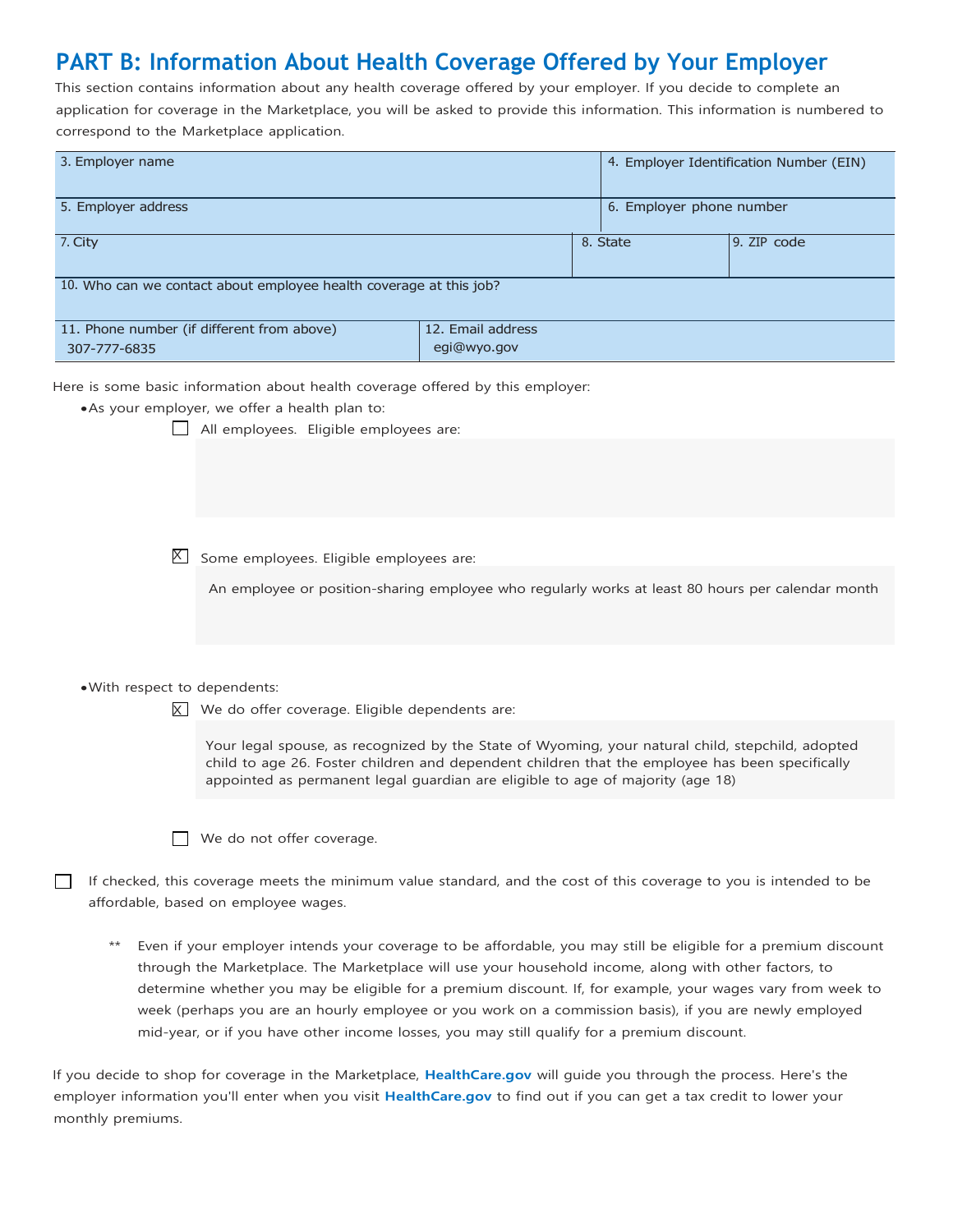## PART B: Information About Health Coverage Offered by Your Employer

This section contains information about any health coverage offered by your employer. If you decide to complete an application for coverage in the Marketplace, you will be asked to provide this information. This information is numbered to correspond to the Marketplace application.

| 3. Employer name | | 4. Employer Identification Number (EIN) |
|---|---|---|
| 5. Employer address | | 6. Employer phone number |
| 7. City | 8. State | 9. ZIP code |
| 10. Who can we contact about employee health coverage at this job? | | |
| 11. Phone number (if different from above) 307-777-6835 | 12. Email address egi@wyo.gov | |

Here is some basic information about health coverage offered by this employer:

- As your employer, we offer a health plan to:
  - ☐ All employees. Eligible employees are:
  - ☒ Some employees. Eligible employees are:

    An employee or position-sharing employee who regularly works at least 80 hours per calendar month

- With respect to dependents:
  - ☒ We do offer coverage. Eligible dependents are:

    Your legal spouse, as recognized by the State of Wyoming, your natural child, stepchild, adopted child to age 26. Foster children and dependent children that the employee has been specifically appointed as permanent legal guardian are eligible to age of majority (age 18)

  - ☐ We do not offer coverage.

☐ If checked, this coverage meets the minimum value standard, and the cost of this coverage to you is intended to be affordable, based on employee wages.

** Even if your employer intends your coverage to be affordable, you may still be eligible for a premium discount through the Marketplace. The Marketplace will use your household income, along with other factors, to determine whether you may be eligible for a premium discount. If, for example, your wages vary from week to week (perhaps you are an hourly employee or you work on a commission basis), if you are newly employed mid-year, or if you have other income losses, you may still qualify for a premium discount.

If you decide to shop for coverage in the Marketplace, **HealthCare.gov** will guide you through the process. Here's the employer information you'll enter when you visit **HealthCare.gov** to find out if you can get a tax credit to lower your monthly premiums.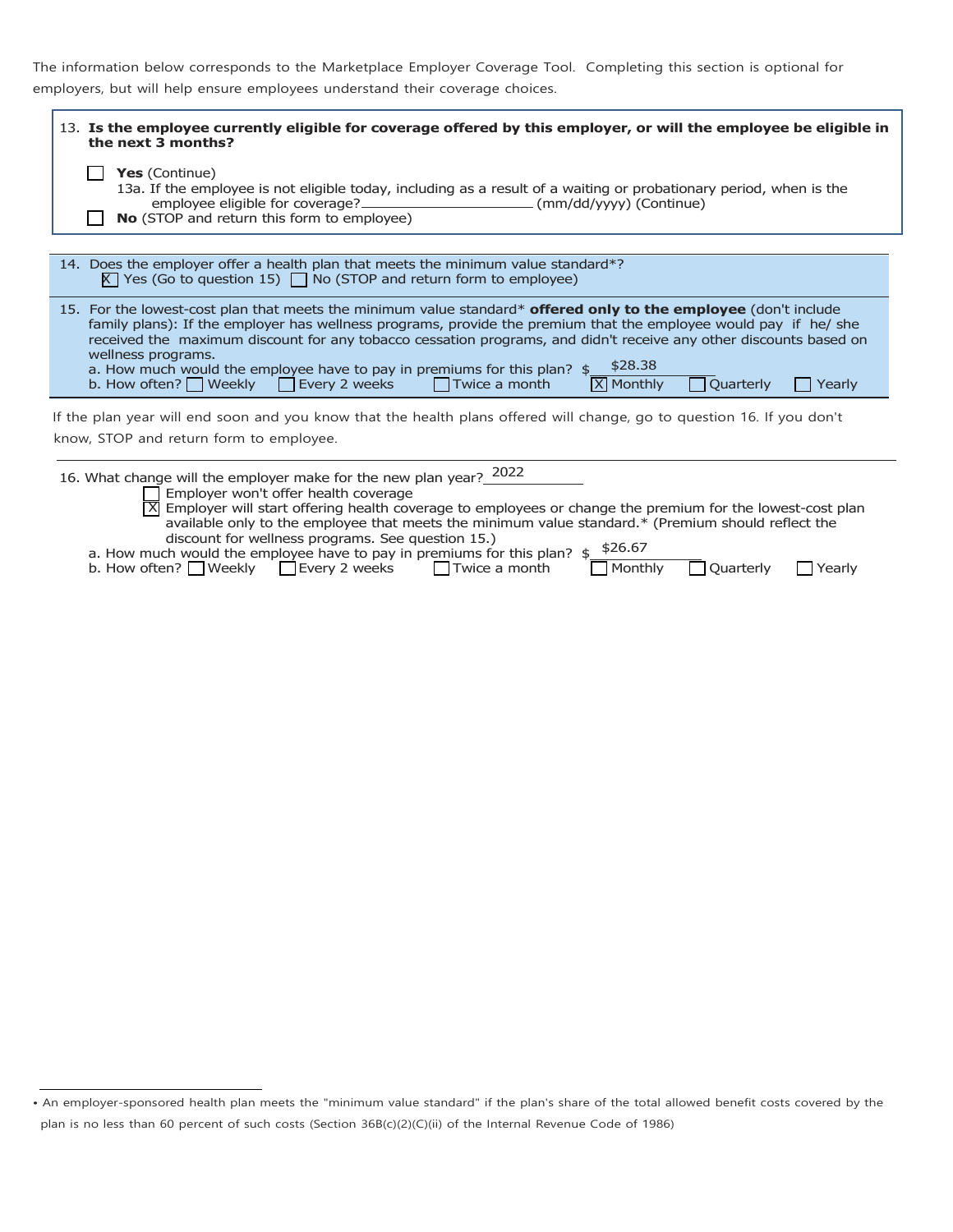The information below corresponds to the Marketplace Employer Coverage Tool. Completing this section is optional for employers, but will help ensure employees understand their coverage choices.

13. **Is the employee currently eligible for coverage offered by this employer, or will the employee be eligible in the next 3 months?**

☐ **Yes** (Continue)

13a. If the employee is not eligible today, including as a result of a waiting or probationary period, when is the employee eligible for coverage? ____________ (mm/dd/yyyy) (Continue)

☐ **No** (STOP and return this form to employee)

14. Does the employer offer a health plan that meets the minimum value standard*?

☒ Yes (Go to question 15) ☐ No (STOP and return form to employee)

15. For the lowest-cost plan that meets the minimum value standard* **offered only to the employee** (don't include family plans): If the employer has wellness programs, provide the premium that the employee would pay if he/ she received the maximum discount for any tobacco cessation programs, and didn't receive any other discounts based on wellness programs.

a. How much would the employee have to pay in premiums for this plan? $ $28.38

b. How often? ☐ Weekly ☐ Every 2 weeks ☐ Twice a month ☒ Monthly ☐ Quarterly ☐ Yearly

If the plan year will end soon and you know that the health plans offered will change, go to question 16. If you don't know, STOP and return form to employee.

16. What change will the employer make for the new plan year? 2022

☐ Employer won't offer health coverage

☒ Employer will start offering health coverage to employees or change the premium for the lowest-cost plan available only to the employee that meets the minimum value standard.* (Premium should reflect the discount for wellness programs. See question 15.)

a. How much would the employee have to pay in premiums for this plan? $ $26.67

b. How often? ☐ Weekly ☐ Every 2 weeks ☐ Twice a month ☐ Monthly ☐ Quarterly ☐ Yearly

• An employer-sponsored health plan meets the "minimum value standard" if the plan's share of the total allowed benefit costs covered by the plan is no less than 60 percent of such costs (Section 36B(c)(2)(C)(ii) of the Internal Revenue Code of 1986)